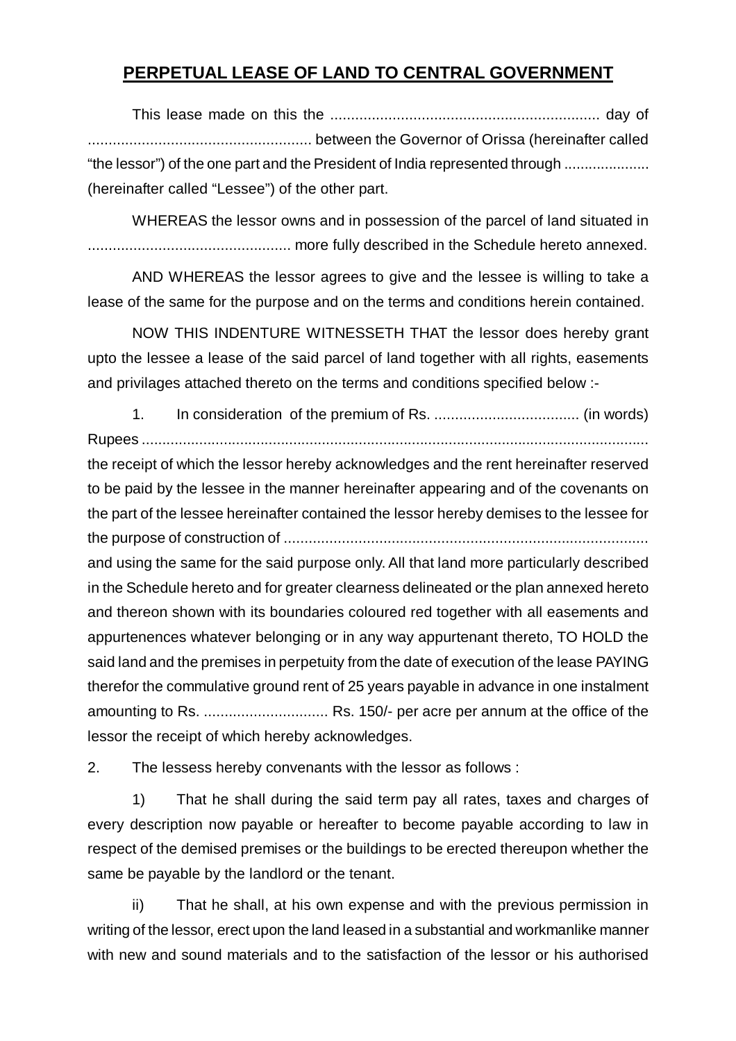# PERPETUAL LEASE OF LAND TO CENTRAL GOVERNMENT

This lease made on this the ................................................................ day of ...................................................... between the Governor of Orissa (hereinafter called “the lessor”) of the one part and the President of India represented through .................... (hereinafter called “Lessee”) of the other part.

WHEREAS the lessor owns and in possession of the parcel of land situated in ................................................. more fully described in the Schedule hereto annexed.

AND WHEREAS the lessor agrees to give and the lessee is willing to take a lease of the same for the purpose and on the terms and conditions herein contained.

NOW THIS INDENTURE WITNESSETH THAT the lessor does hereby grant upto the lessee a lease of the said parcel of land together with all rights, easements and privilages attached thereto on the terms and conditions specified below :-

1. In consideration of the premium of Rs. ................................... (in words) Rupees ........................................................................................................................ the receipt of which the lessor hereby acknowledges and the rent hereinafter reserved to be paid by the lessee in the manner hereinafter appearing and of the covenants on the part of the lessee hereinafter contained the lessor hereby demises to the lessee for the purpose of construction of ........................................................................................ and using the same for the said purpose only. All that land more particularly described in the Schedule hereto and for greater clearness delineated or the plan annexed hereto and thereon shown with its boundaries coloured red together with all easements and appurtenences whatever belonging or in any way appurtenant thereto, TO HOLD the said land and the premises in perpetuity from the date of execution of the lease PAYING therefor the commulative ground rent of 25 years payable in advance in one instalment amounting to Rs. .............................. Rs. 150/- per acre per annum at the office of the lessor the receipt of which hereby acknowledges.

2. The lessess hereby convenants with the lessor as follows :

1) That he shall during the said term pay all rates, taxes and charges of every description now payable or hereafter to become payable according to law in respect of the demised premises or the buildings to be erected thereupon whether the same be payable by the landlord or the tenant.

ii) That he shall, at his own expense and with the previous permission in writing of the lessor, erect upon the land leased in a substantial and workmanlike manner with new and sound materials and to the satisfaction of the lessor or his authorised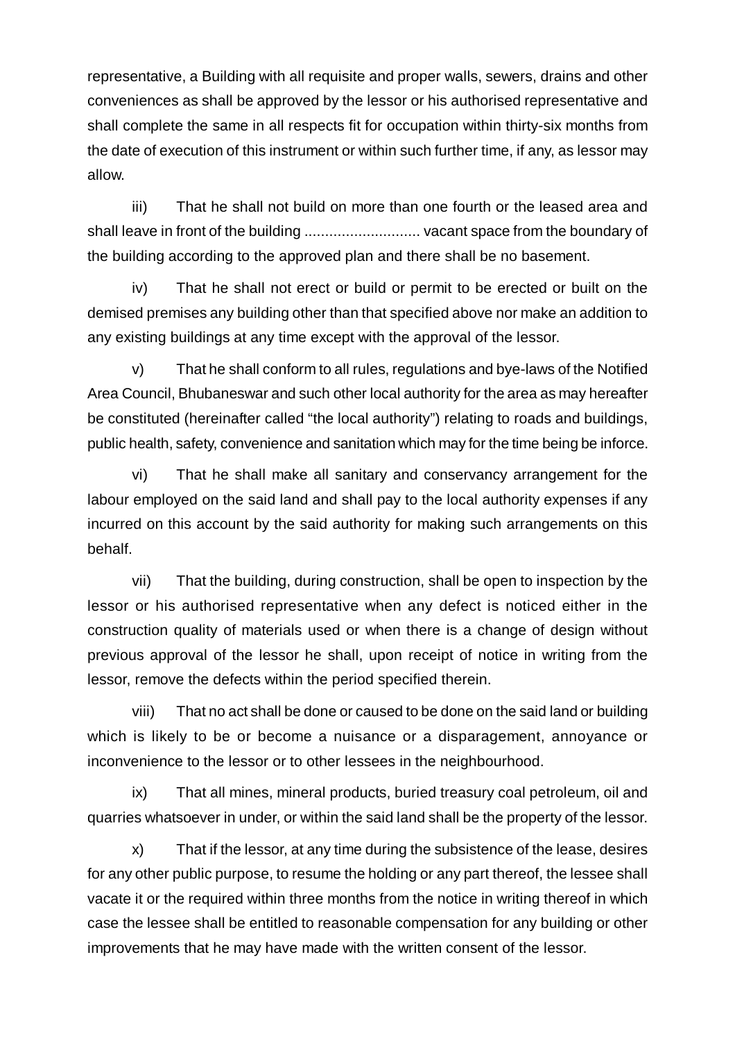representative, a Building with all requisite and proper walls, sewers, drains and other conveniences as shall be approved by the lessor or his authorised representative and shall complete the same in all respects fit for occupation within thirty-six months from the date of execution of this instrument or within such further time, if any, as lessor may allow.

iii) That he shall not build on more than one fourth or the leased area and shall leave in front of the building ........................... vacant space from the boundary of the building according to the approved plan and there shall be no basement.

iv) That he shall not erect or build or permit to be erected or built on the demised premises any building other than that specified above nor make an addition to any existing buildings at any time except with the approval of the lessor.

v) That he shall conform to all rules, regulations and bye-laws of the Notified Area Council, Bhubaneswar and such other local authority for the area as may hereafter be constituted (hereinafter called "the local authority") relating to roads and buildings, public health, safety, convenience and sanitation which may for the time being be inforce.

vi) That he shall make all sanitary and conservancy arrangement for the labour employed on the said land and shall pay to the local authority expenses if any incurred on this account by the said authority for making such arrangements on this behalf.

vii) That the building, during construction, shall be open to inspection by the lessor or his authorised representative when any defect is noticed either in the construction quality of materials used or when there is a change of design without previous approval of the lessor he shall, upon receipt of notice in writing from the lessor, remove the defects within the period specified therein.

viii) That no act shall be done or caused to be done on the said land or building which is likely to be or become a nuisance or a disparagement, annoyance or inconvenience to the lessor or to other lessees in the neighbourhood.

ix) That all mines, mineral products, buried treasury coal petroleum, oil and quarries whatsoever in under, or within the said land shall be the property of the lessor.

x) That if the lessor, at any time during the subsistence of the lease, desires for any other public purpose, to resume the holding or any part thereof, the lessee shall vacate it or the required within three months from the notice in writing thereof in which case the lessee shall be entitled to reasonable compensation for any building or other improvements that he may have made with the written consent of the lessor.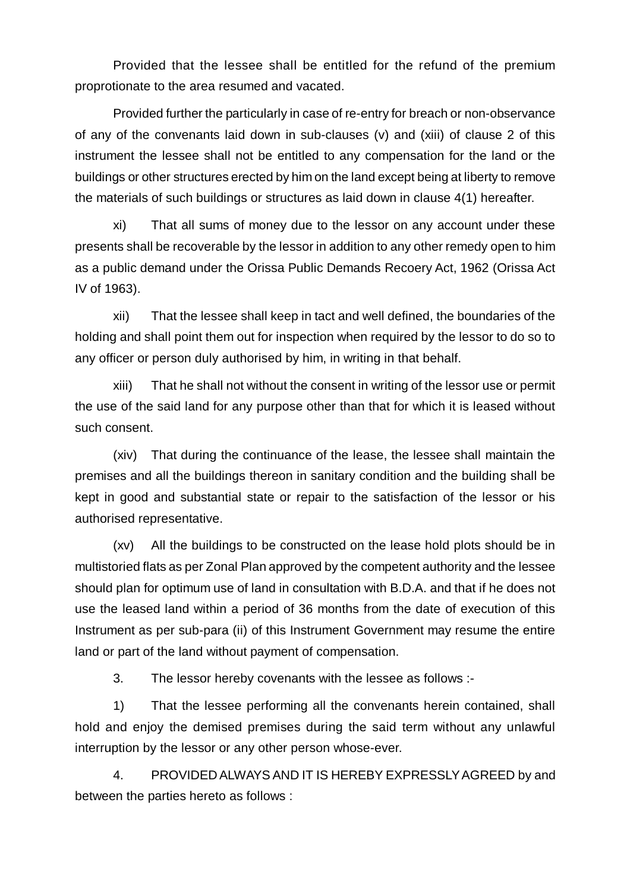Provided that the lessee shall be entitled for the refund of the premium proprotionate to the area resumed and vacated.

Provided further the particularly in case of re-entry for breach or non-observance of any of the convenants laid down in sub-clauses (v) and (xiii) of clause 2 of this instrument the lessee shall not be entitled to any compensation for the land or the buildings or other structures erected by him on the land except being at liberty to remove the materials of such buildings or structures as laid down in clause 4(1) hereafter.

xi) That all sums of money due to the lessor on any account under these presents shall be recoverable by the lessor in addition to any other remedy open to him as a public demand under the Orissa Public Demands Recoery Act, 1962 (Orissa Act IV of 1963).

xii) That the lessee shall keep in tact and well defined, the boundaries of the holding and shall point them out for inspection when required by the lessor to do so to any officer or person duly authorised by him, in writing in that behalf.

xiii) That he shall not without the consent in writing of the lessor use or permit the use of the said land for any purpose other than that for which it is leased without such consent.

(xiv) That during the continuance of the lease, the lessee shall maintain the premises and all the buildings thereon in sanitary condition and the building shall be kept in good and substantial state or repair to the satisfaction of the lessor or his authorised representative.

(xv) All the buildings to be constructed on the lease hold plots should be in multistoried flats as per Zonal Plan approved by the competent authority and the lessee should plan for optimum use of land in consultation with B.D.A. and that if he does not use the leased land within a period of 36 months from the date of execution of this Instrument as per sub-para (ii) of this Instrument Government may resume the entire land or part of the land without payment of compensation.

3. The lessor hereby covenants with the lessee as follows :-

1) That the lessee performing all the convenants herein contained, shall hold and enjoy the demised premises during the said term without any unlawful interruption by the lessor or any other person whose-ever.

4. PROVIDED ALWAYS AND IT IS HEREBY EXPRESSLY AGREED by and between the parties hereto as follows :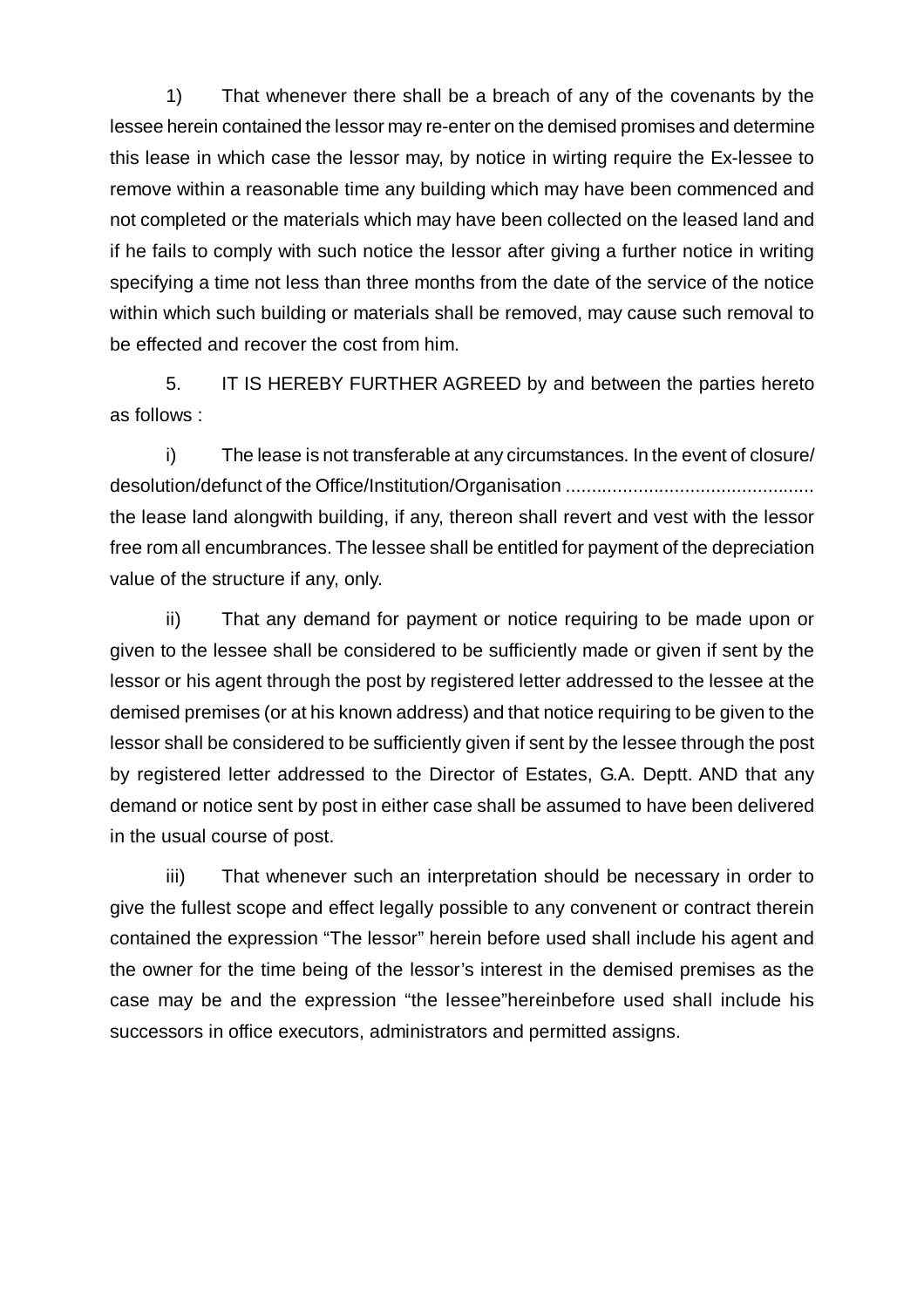1) That whenever there shall be a breach of any of the covenants by the lessee herein contained the lessor may re-enter on the demised promises and determine this lease in which case the lessor may, by notice in wirting require the Ex-lessee to remove within a reasonable time any building which may have been commenced and not completed or the materials which may have been collected on the leased land and if he fails to comply with such notice the lessor after giving a further notice in writing specifying a time not less than three months from the date of the service of the notice within which such building or materials shall be removed, may cause such removal to be effected and recover the cost from him.

5. IT IS HEREBY FURTHER AGREED by and between the parties hereto as follows :

i) The lease is not transferable at any circumstances. In the event of closure/ desolution/defunct of the Office/Institution/Organisation ............................................... the lease land alongwith building, if any, thereon shall revert and vest with the lessor free rom all encumbrances. The lessee shall be entitled for payment of the depreciation value of the structure if any, only.

ii) That any demand for payment or notice requiring to be made upon or given to the lessee shall be considered to be sufficiently made or given if sent by the lessor or his agent through the post by registered letter addressed to the lessee at the demised premises (or at his known address) and that notice requiring to be given to the lessor shall be considered to be sufficiently given if sent by the lessee through the post by registered letter addressed to the Director of Estates, G.A. Deptt. AND that any demand or notice sent by post in either case shall be assumed to have been delivered in the usual course of post.

iii) That whenever such an interpretation should be necessary in order to give the fullest scope and effect legally possible to any convenent or contract therein contained the expression "The lessor" herein before used shall include his agent and the owner for the time being of the lessor's interest in the demised premises as the case may be and the expression "the lessee"hereinbefore used shall include his successors in office executors, administrators and permitted assigns.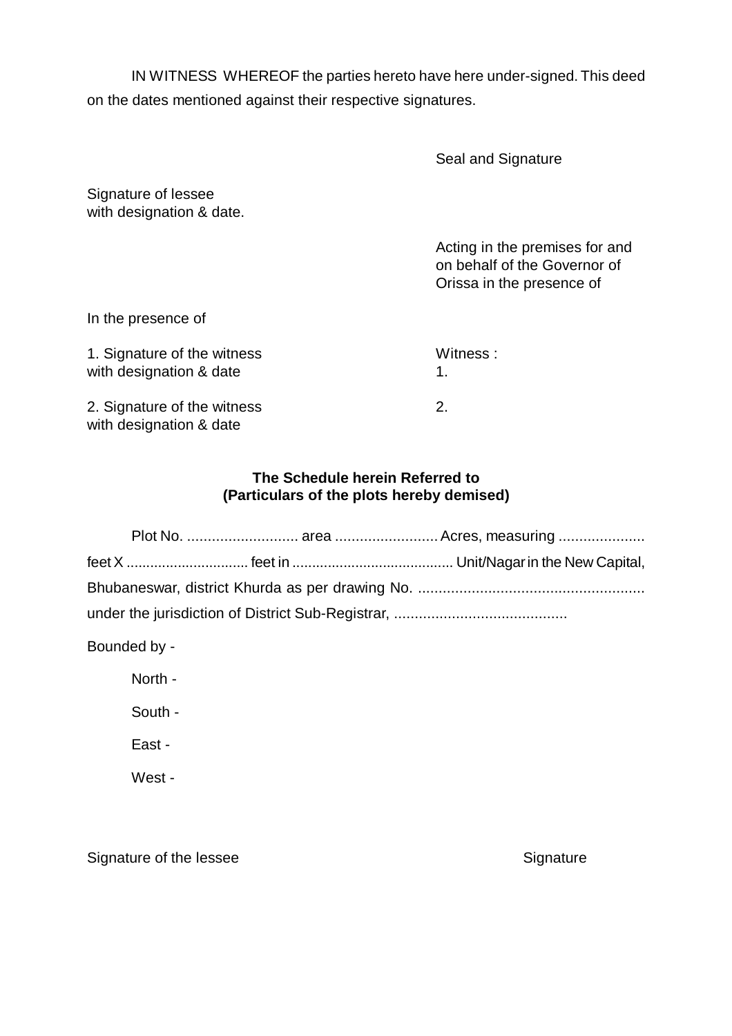IN WITNESS WHEREOF the parties hereto have here under-signed. This deed on the dates mentioned against their respective signatures.

Seal and Signature

Signature of lessee
with designation & date.

Acting in the premises for and on behalf of the Governor of Orissa in the presence of

In the presence of

1. Signature of the witness
with designation & date

2. Signature of the witness
with designation & date

Witness :
1.

2.

**The Schedule herein Referred to**
**(Particulars of the plots hereby demised)**

Plot No. ........................... area ......................... Acres, measuring ..................... feet X .............................. feet in ........................................ Unit/Nagar in the New Capital, Bhubaneswar, district Khurda as per drawing No. ...................................................... under the jurisdiction of District Sub-Registrar, .........................................

Bounded by -

North -

South -

East -

West -

Signature of the lessee

Signature